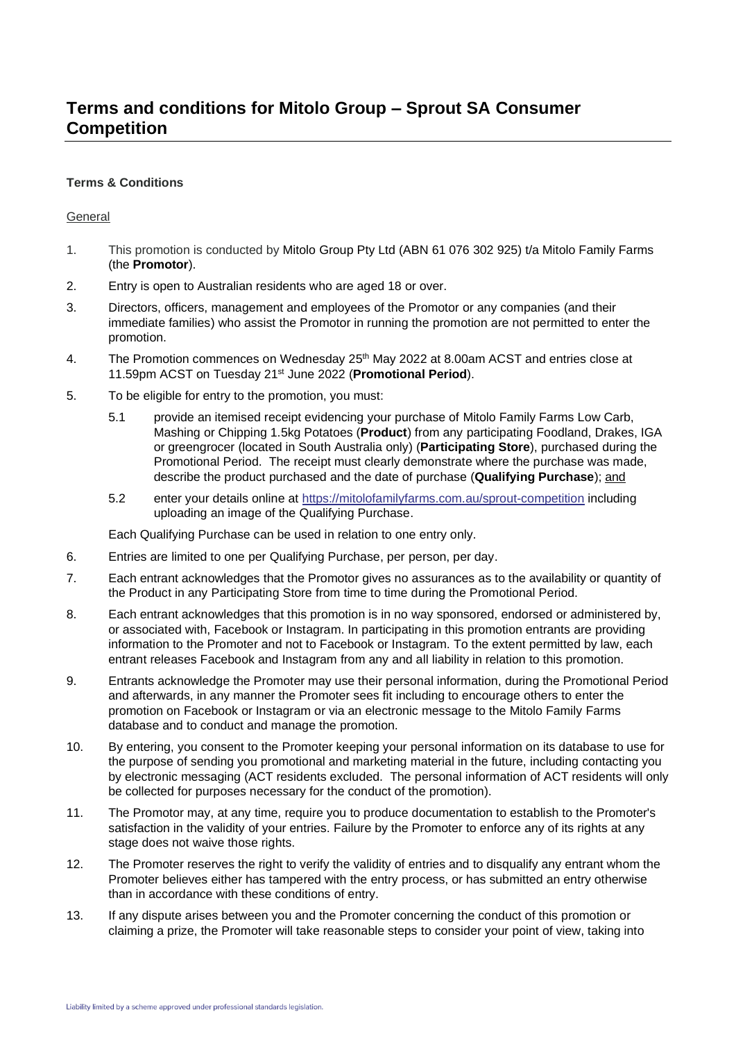# Terms and conditions for Mitolo Group – Sprout SA Consumer Competition

**Terms & Conditions**

General

1. This promotion is conducted by Mitolo Group Pty Ltd (ABN 61 076 302 925) t/a Mitolo Family Farms (the **Promotor**).
2. Entry is open to Australian residents who are aged 18 or over.
3. Directors, officers, management and employees of the Promotor or any companies (and their immediate families) who assist the Promotor in running the promotion are not permitted to enter the promotion.
4. The Promotion commences on Wednesday 25th May 2022 at 8.00am ACST and entries close at 11.59pm ACST on Tuesday 21st June 2022 (**Promotional Period**).
5. To be eligible for entry to the promotion, you must:

   5.1 provide an itemised receipt evidencing your purchase of Mitolo Family Farms Low Carb, Mashing or Chipping 1.5kg Potatoes (**Product**) from any participating Foodland, Drakes, IGA or greengrocer (located in South Australia only) (**Participating Store**), purchased during the Promotional Period. The receipt must clearly demonstrate where the purchase was made, describe the product purchased and the date of purchase (**Qualifying Purchase**); and

   5.2 enter your details online at https://mitolofamilyfarms.com.au/sprout-competition including uploading an image of the Qualifying Purchase.

   Each Qualifying Purchase can be used in relation to one entry only.

6. Entries are limited to one per Qualifying Purchase, per person, per day.
7. Each entrant acknowledges that the Promotor gives no assurances as to the availability or quantity of the Product in any Participating Store from time to time during the Promotional Period.
8. Each entrant acknowledges that this promotion is in no way sponsored, endorsed or administered by, or associated with, Facebook or Instagram. In participating in this promotion entrants are providing information to the Promoter and not to Facebook or Instagram. To the extent permitted by law, each entrant releases Facebook and Instagram from any and all liability in relation to this promotion.
9. Entrants acknowledge the Promoter may use their personal information, during the Promotional Period and afterwards, in any manner the Promoter sees fit including to encourage others to enter the promotion on Facebook or Instagram or via an electronic message to the Mitolo Family Farms database and to conduct and manage the promotion.
10. By entering, you consent to the Promoter keeping your personal information on its database to use for the purpose of sending you promotional and marketing material in the future, including contacting you by electronic messaging (ACT residents excluded. The personal information of ACT residents will only be collected for purposes necessary for the conduct of the promotion).
11. The Promotor may, at any time, require you to produce documentation to establish to the Promoter's satisfaction in the validity of your entries. Failure by the Promoter to enforce any of its rights at any stage does not waive those rights.
12. The Promoter reserves the right to verify the validity of entries and to disqualify any entrant whom the Promoter believes either has tampered with the entry process, or has submitted an entry otherwise than in accordance with these conditions of entry.
13. If any dispute arises between you and the Promoter concerning the conduct of this promotion or claiming a prize, the Promoter will take reasonable steps to consider your point of view, taking into

Liability limited by a scheme approved under professional standards legislation.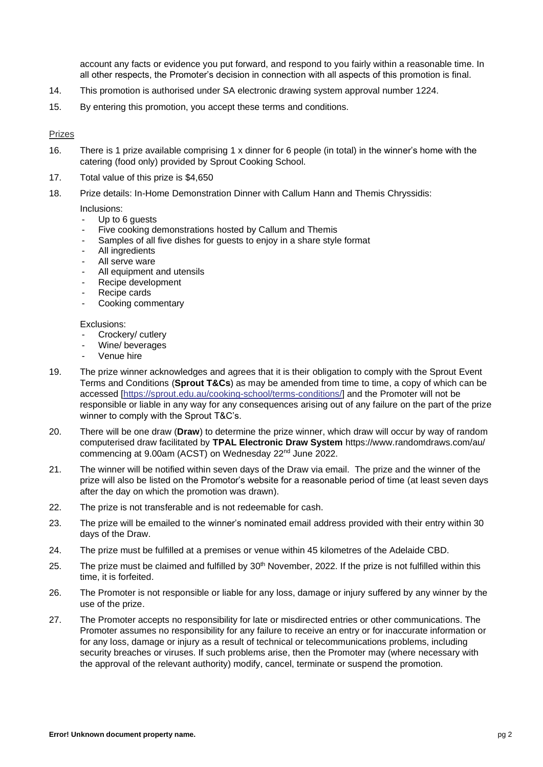account any facts or evidence you put forward, and respond to you fairly within a reasonable time. In all other respects, the Promoter's decision in connection with all aspects of this promotion is final.

14. This promotion is authorised under SA electronic drawing system approval number 1224.

15. By entering this promotion, you accept these terms and conditions.

## Prizes

16. There is 1 prize available comprising 1 x dinner for 6 people (in total) in the winner's home with the catering (food only) provided by Sprout Cooking School.

17. Total value of this prize is $4,650

18. Prize details: In-Home Demonstration Dinner with Callum Hann and Themis Chryssidis:

    Inclusions:
    - Up to 6 guests
    - Five cooking demonstrations hosted by Callum and Themis
    - Samples of all five dishes for guests to enjoy in a share style format
    - All ingredients
    - All serve ware
    - All equipment and utensils
    - Recipe development
    - Recipe cards
    - Cooking commentary

    Exclusions:
    - Crockery/ cutlery
    - Wine/ beverages
    - Venue hire

19. The prize winner acknowledges and agrees that it is their obligation to comply with the Sprout Event Terms and Conditions (**Sprout T&Cs**) as may be amended from time to time, a copy of which can be accessed [https://sprout.edu.au/cooking-school/terms-conditions/] and the Promoter will not be responsible or liable in any way for any consequences arising out of any failure on the part of the prize winner to comply with the Sprout T&C's.

20. There will be one draw (**Draw**) to determine the prize winner, which draw will occur by way of random computerised draw facilitated by **TPAL Electronic Draw System** https://www.randomdraws.com/au/ commencing at 9.00am (ACST) on Wednesday 22nd June 2022.

21. The winner will be notified within seven days of the Draw via email. The prize and the winner of the prize will also be listed on the Promotor's website for a reasonable period of time (at least seven days after the day on which the promotion was drawn).

22. The prize is not transferable and is not redeemable for cash.

23. The prize will be emailed to the winner's nominated email address provided with their entry within 30 days of the Draw.

24. The prize must be fulfilled at a premises or venue within 45 kilometres of the Adelaide CBD.

25. The prize must be claimed and fulfilled by 30th November, 2022. If the prize is not fulfilled within this time, it is forfeited.

26. The Promoter is not responsible or liable for any loss, damage or injury suffered by any winner by the use of the prize.

27. The Promoter accepts no responsibility for late or misdirected entries or other communications. The Promoter assumes no responsibility for any failure to receive an entry or for inaccurate information or for any loss, damage or injury as a result of technical or telecommunications problems, including security breaches or viruses. If such problems arise, then the Promoter may (where necessary with the approval of the relevant authority) modify, cancel, terminate or suspend the promotion.